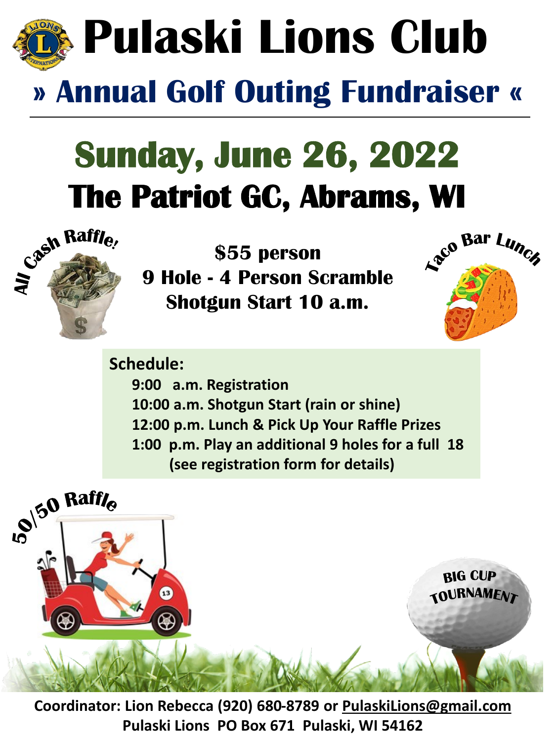# Pulaski Lions Club

## » Annual Golf Outing Fundraiser «

## Sunday, June 26, 2022

## The Patriot GC, Abrams, WI

All Cash Raffle!

**$55 person**
**9 Hole - 4 Person Scramble**
**Shotgun Start 10 a.m.**

Taco Bar Lunch

**Schedule:**

- 9:00 a.m. Registration
- 10:00 a.m. Shotgun Start (rain or shine)
- 12:00 p.m. Lunch & Pick Up Your Raffle Prizes
- 1:00 p.m. Play an additional 9 holes for a full 18 (see registration form for details)

50/50 Raffle

BIG CUP TOURNAMENT

**Coordinator: Lion Rebecca (920) 680-8789 or PulaskiLions@gmail.com**
**Pulaski Lions PO Box 671 Pulaski, WI 54162**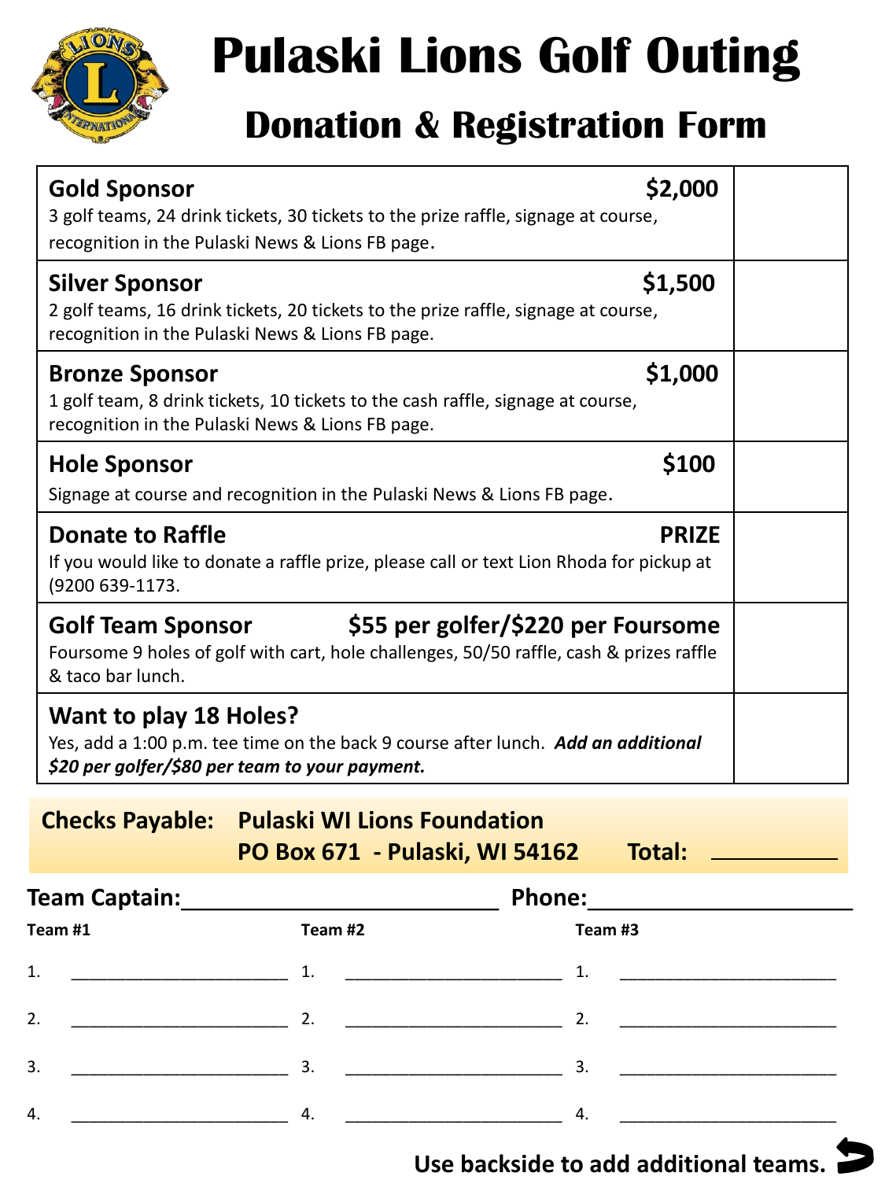# Pulaski Lions Golf Outing

## Donation & Registration Form

| | |
|---|---|
| **Gold Sponsor** **$2,000**<br>3 golf teams, 24 drink tickets, 30 tickets to the prize raffle, signage at course, recognition in the Pulaski News & Lions FB page. | |
| **Silver Sponsor** **$1,500**<br>2 golf teams, 16 drink tickets, 20 tickets to the prize raffle, signage at course, recognition in the Pulaski News & Lions FB page. | |
| **Bronze Sponsor** **$1,000**<br>1 golf team, 8 drink tickets, 10 tickets to the cash raffle, signage at course, recognition in the Pulaski News & Lions FB page. | |
| **Hole Sponsor** **$100**<br>Signage at course and recognition in the Pulaski News & Lions FB page. | |
| **Donate to Raffle** **PRIZE**<br>If you would like to donate a raffle prize, please call or text Lion Rhoda for pickup at (9200 639-1173. | |
| **Golf Team Sponsor** **$55 per golfer/$220 per Foursome**<br>Foursome 9 holes of golf with cart, hole challenges, 50/50 raffle, cash & prizes raffle & taco bar lunch. | |
| **Want to play 18 Holes?**<br>Yes, add a 1:00 p.m. tee time on the back 9 course after lunch. ***Add an additional $20 per golfer/$80 per team to your payment.*** | |

**Checks Payable:** **Pulaski WI Lions Foundation**
**PO Box 671 - Pulaski, WI 54162** **Total:** ___________

**Team Captain:**_________________________ **Phone:**_____________________

| **Team #1** | **Team #2** | **Team #3** |
|---|---|---|
| 1. ______________________ | 1. ______________________ | 1. ______________________ |
| 2. ______________________ | 2. ______________________ | 2. ______________________ |
| 3. ______________________ | 3. ______________________ | 3. ______________________ |
| 4. ______________________ | 4. ______________________ | 4. ______________________ |

**Use backside to add additional teams.**